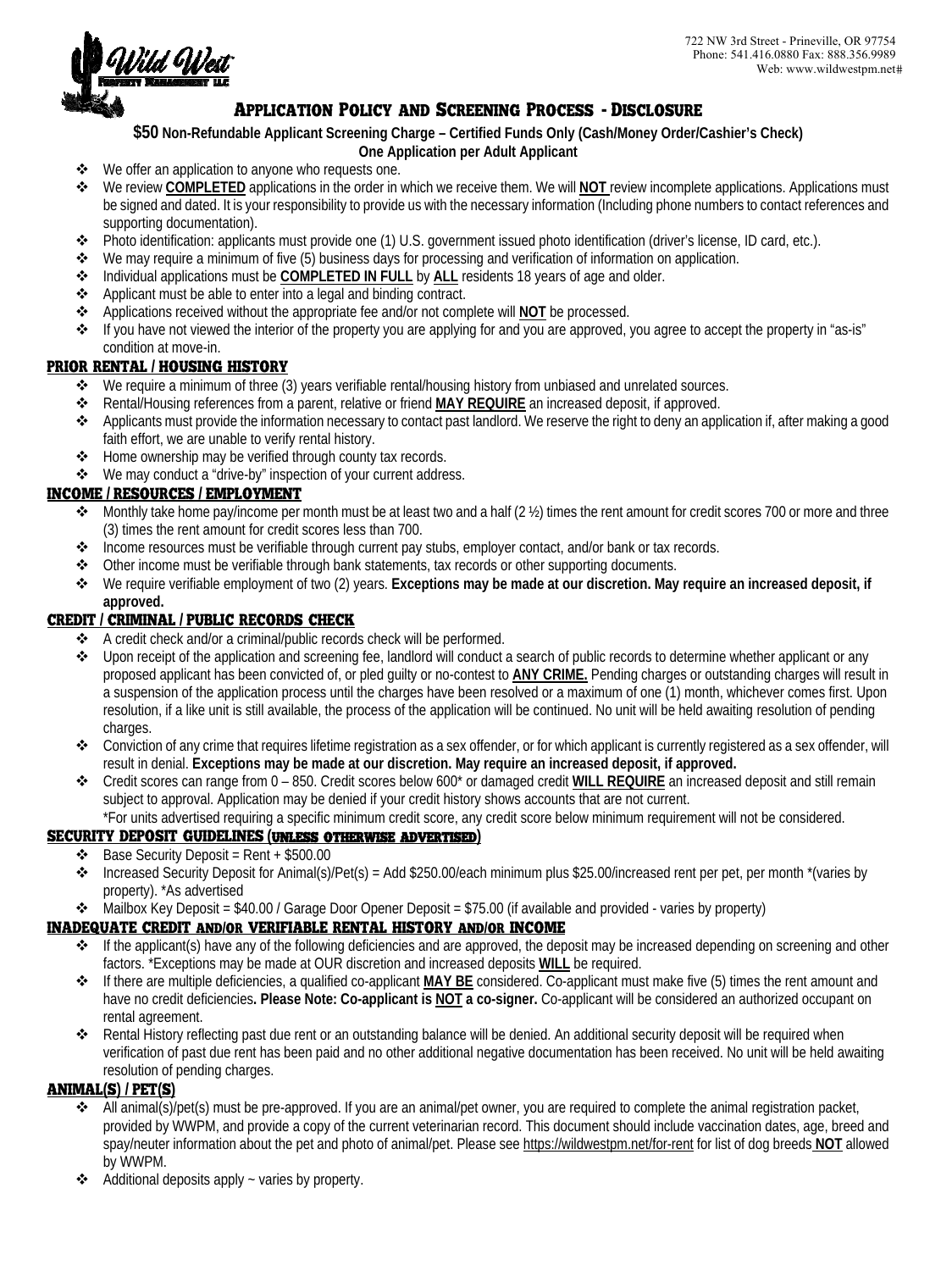722 NW 3rd Street - Prineville, OR 97754
Phone: 541.416.0880 Fax: 888.356.9989
Web: www.wildwestpm.net#

Wild West Property Management LLC

# APPLICATION POLICY AND SCREENING PROCESS - DISCLOSURE

**$50 Non-Refundable Applicant Screening Charge – Certified Funds Only (Cash/Money Order/Cashier's Check)**
**One Application per Adult Applicant**

- We offer an application to anyone who requests one.
- We review **COMPLETED** applications in the order in which we receive them. We will **NOT** review incomplete applications. Applications must be signed and dated. It is your responsibility to provide us with the necessary information (Including phone numbers to contact references and supporting documentation).
- Photo identification: applicants must provide one (1) U.S. government issued photo identification (driver's license, ID card, etc.).
- We may require a minimum of five (5) business days for processing and verification of information on application.
- Individual applications must be **COMPLETED IN FULL** by **ALL** residents 18 years of age and older.
- Applicant must be able to enter into a legal and binding contract.
- Applications received without the appropriate fee and/or not complete will **NOT** be processed.
- If you have not viewed the interior of the property you are applying for and you are approved, you agree to accept the property in "as-is" condition at move-in.

## PRIOR RENTAL / HOUSING HISTORY

- We require a minimum of three (3) years verifiable rental/housing history from unbiased and unrelated sources.
- Rental/Housing references from a parent, relative or friend **MAY REQUIRE** an increased deposit, if approved.
- Applicants must provide the information necessary to contact past landlord. We reserve the right to deny an application if, after making a good faith effort, we are unable to verify rental history.
- Home ownership may be verified through county tax records.
- We may conduct a "drive-by" inspection of your current address.

## INCOME / RESOURCES / EMPLOYMENT

- Monthly take home pay/income per month must be at least two and a half (2 ½) times the rent amount for credit scores 700 or more and three (3) times the rent amount for credit scores less than 700.
- Income resources must be verifiable through current pay stubs, employer contact, and/or bank or tax records.
- Other income must be verifiable through bank statements, tax records or other supporting documents.
- We require verifiable employment of two (2) years. **Exceptions may be made at our discretion. May require an increased deposit, if approved.**

## CREDIT / CRIMINAL / PUBLIC RECORDS CHECK

- A credit check and/or a criminal/public records check will be performed.
- Upon receipt of the application and screening fee, landlord will conduct a search of public records to determine whether applicant or any proposed applicant has been convicted of, or pled guilty or no-contest to **ANY CRIME.** Pending charges or outstanding charges will result in a suspension of the application process until the charges have been resolved or a maximum of one (1) month, whichever comes first. Upon resolution, if a like unit is still available, the process of the application will be continued. No unit will be held awaiting resolution of pending charges.
- Conviction of any crime that requires lifetime registration as a sex offender, or for which applicant is currently registered as a sex offender, will result in denial. **Exceptions may be made at our discretion. May require an increased deposit, if approved.**
- Credit scores can range from 0 – 850. Credit scores below 600* or damaged credit **WILL REQUIRE** an increased deposit and still remain subject to approval. Application may be denied if your credit history shows accounts that are not current.
  *For units advertised requiring a specific minimum credit score, any credit score below minimum requirement will not be considered.

## SECURITY DEPOSIT GUIDELINES (UNLESS OTHERWISE ADVERTISED)

- Base Security Deposit = Rent + $500.00
- Increased Security Deposit for Animal(s)/Pet(s) = Add $250.00/each minimum plus $25.00/increased rent per pet, per month *(varies by property). *As advertised
- Mailbox Key Deposit = $40.00 / Garage Door Opener Deposit = $75.00 (if available and provided - varies by property)

## INADEQUATE CREDIT AND/OR VERIFIABLE RENTAL HISTORY AND/OR INCOME

- If the applicant(s) have any of the following deficiencies and are approved, the deposit may be increased depending on screening and other factors. *Exceptions may be made at OUR discretion and increased deposits **WILL** be required.
- If there are multiple deficiencies, a qualified co-applicant **MAY BE** considered. Co-applicant must make five (5) times the rent amount and have no credit deficiencies**. Please Note: Co-applicant is NOT a co-signer.** Co-applicant will be considered an authorized occupant on rental agreement.
- Rental History reflecting past due rent or an outstanding balance will be denied. An additional security deposit will be required when verification of past due rent has been paid and no other additional negative documentation has been received. No unit will be held awaiting resolution of pending charges.

## ANIMAL(S) / PET(S)

- All animal(s)/pet(s) must be pre-approved. If you are an animal/pet owner, you are required to complete the animal registration packet, provided by WWPM, and provide a copy of the current veterinarian record. This document should include vaccination dates, age, breed and spay/neuter information about the pet and photo of animal/pet. Please see https://wildwestpm.net/for-rent for list of dog breeds **NOT** allowed by WWPM.
- Additional deposits apply ~ varies by property.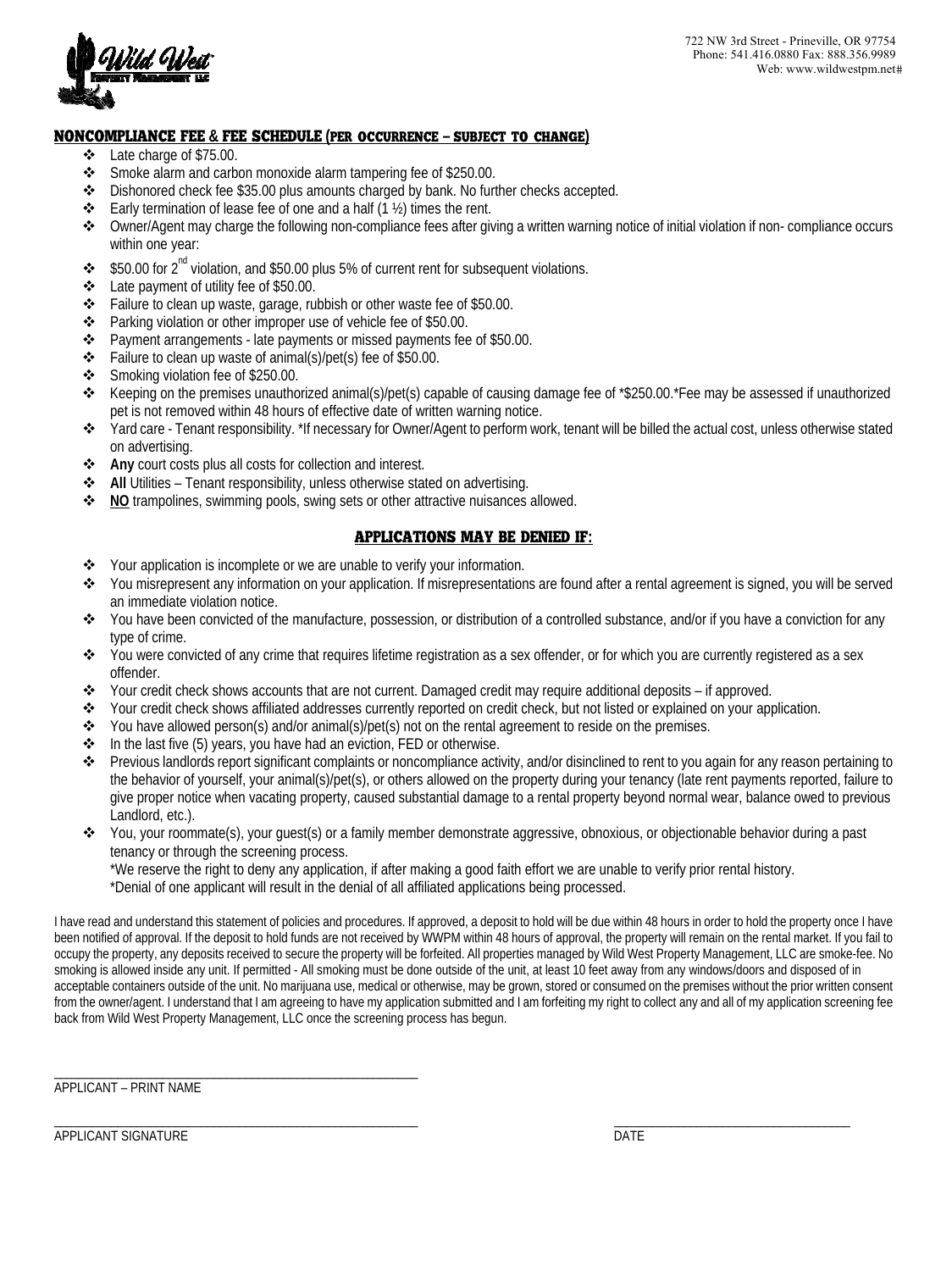722 NW 3rd Street - Prineville, OR 97754
Phone: 541.416.0880 Fax: 888.356.9989
Web: www.wildwestpm.net#

## NONCOMPLIANCE FEE & FEE SCHEDULE (PER OCCURRENCE – SUBJECT TO CHANGE)

- Late charge of $75.00.
- Smoke alarm and carbon monoxide alarm tampering fee of $250.00.
- Dishonored check fee $35.00 plus amounts charged by bank. No further checks accepted.
- Early termination of lease fee of one and a half (1 ½) times the rent.
- Owner/Agent may charge the following non-compliance fees after giving a written warning notice of initial violation if non- compliance occurs within one year:
- $50.00 for 2nd violation, and $50.00 plus 5% of current rent for subsequent violations.
- Late payment of utility fee of $50.00.
- Failure to clean up waste, garage, rubbish or other waste fee of $50.00.
- Parking violation or other improper use of vehicle fee of $50.00.
- Payment arrangements - late payments or missed payments fee of $50.00.
- Failure to clean up waste of animal(s)/pet(s) fee of $50.00.
- Smoking violation fee of $250.00.
- Keeping on the premises unauthorized animal(s)/pet(s) capable of causing damage fee of *$250.00.*Fee may be assessed if unauthorized pet is not removed within 48 hours of effective date of written warning notice.
- Yard care - Tenant responsibility. *If necessary for Owner/Agent to perform work, tenant will be billed the actual cost, unless otherwise stated on advertising.
- **Any** court costs plus all costs for collection and interest.
- **All** Utilities – Tenant responsibility, unless otherwise stated on advertising.
- **NO** trampolines, swimming pools, swing sets or other attractive nuisances allowed.

## APPLICATIONS MAY BE DENIED IF:

- Your application is incomplete or we are unable to verify your information.
- You misrepresent any information on your application. If misrepresentations are found after a rental agreement is signed, you will be served an immediate violation notice.
- You have been convicted of the manufacture, possession, or distribution of a controlled substance, and/or if you have a conviction for any type of crime.
- You were convicted of any crime that requires lifetime registration as a sex offender, or for which you are currently registered as a sex offender.
- Your credit check shows accounts that are not current. Damaged credit may require additional deposits – if approved.
- Your credit check shows affiliated addresses currently reported on credit check, but not listed or explained on your application.
- You have allowed person(s) and/or animal(s)/pet(s) not on the rental agreement to reside on the premises.
- In the last five (5) years, you have had an eviction, FED or otherwise.
- Previous landlords report significant complaints or noncompliance activity, and/or disinclined to rent to you again for any reason pertaining to the behavior of yourself, your animal(s)/pet(s), or others allowed on the property during your tenancy (late rent payments reported, failure to give proper notice when vacating property, caused substantial damage to a rental property beyond normal wear, balance owed to previous Landlord, etc.).
- You, your roommate(s), your guest(s) or a family member demonstrate aggressive, obnoxious, or objectionable behavior during a past tenancy or through the screening process.
  *We reserve the right to deny any application, if after making a good faith effort we are unable to verify prior rental history.
  *Denial of one applicant will result in the denial of all affiliated applications being processed.

I have read and understand this statement of policies and procedures. If approved, a deposit to hold will be due within 48 hours in order to hold the property once I have been notified of approval. If the deposit to hold funds are not received by WWPM within 48 hours of approval, the property will remain on the rental market. If you fail to occupy the property, any deposits received to secure the property will be forfeited. All properties managed by Wild West Property Management, LLC are smoke-fee. No smoking is allowed inside any unit. If permitted - All smoking must be done outside of the unit, at least 10 feet away from any windows/doors and disposed of in acceptable containers outside of the unit. No marijuana use, medical or otherwise, may be grown, stored or consumed on the premises without the prior written consent from the owner/agent. I understand that I am agreeing to have my application submitted and I am forfeiting my right to collect any and all of my application screening fee back from Wild West Property Management, LLC once the screening process has begun.

\_\_\_\_\_\_\_\_\_\_\_\_\_\_\_\_\_\_\_\_\_\_\_\_\_\_\_\_\_\_\_\_\_\_\_\_\_\_\_\_
APPLICANT – PRINT NAME

\_\_\_\_\_\_\_\_\_\_\_\_\_\_\_\_\_\_\_\_\_\_\_\_\_\_\_\_\_\_\_\_\_\_\_\_\_\_\_\_ \_\_\_\_\_\_\_\_\_\_\_\_\_\_\_\_\_\_\_\_\_\_\_\_\_\_
APPLICANT SIGNATURE DATE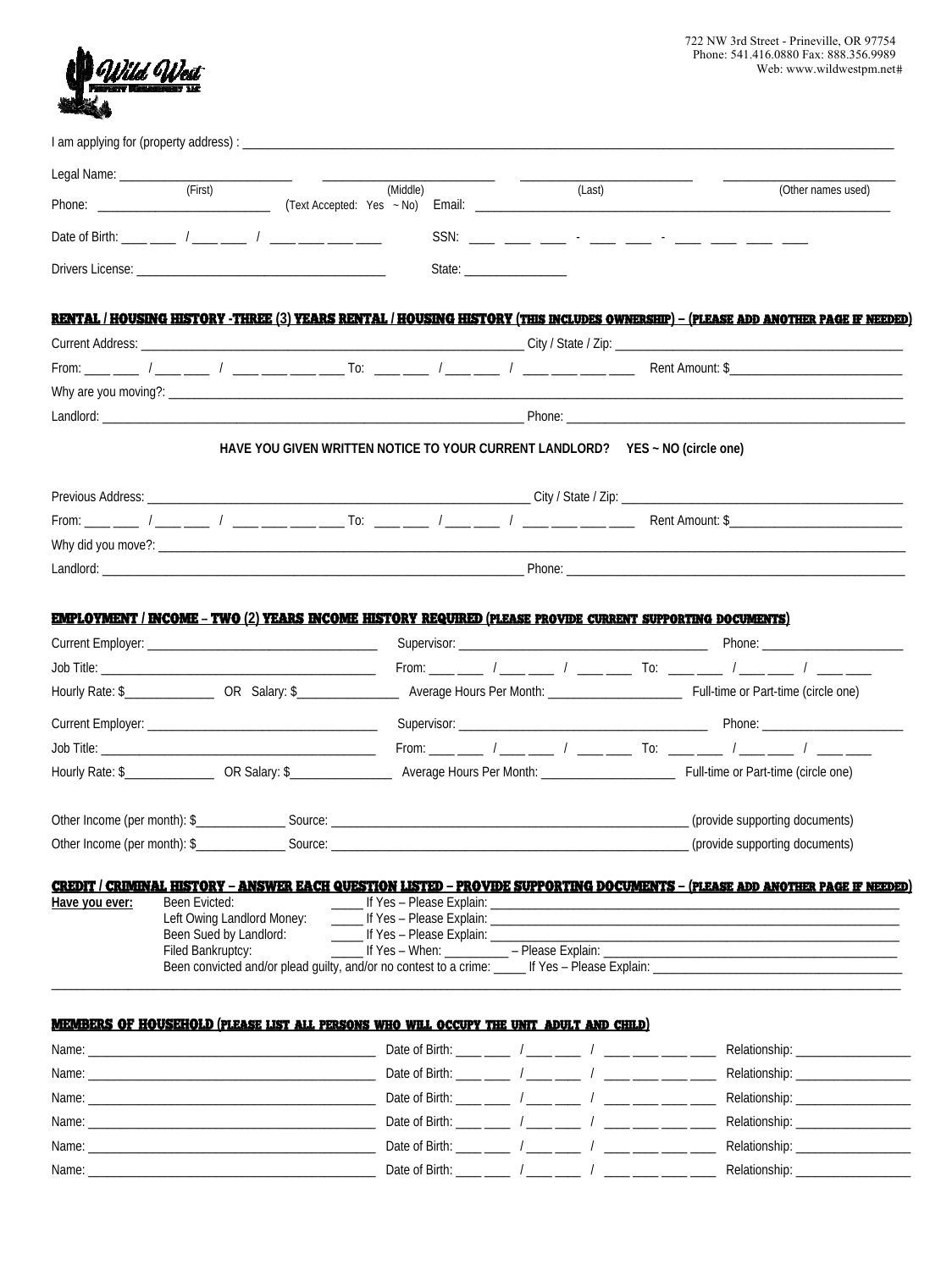722 NW 3rd Street - Prineville, OR 97754
Phone: 541.416.0880 Fax: 888.356.9989
Web: www.wildwestpm.net#

I am applying for (property address) : ______________________________

Legal Name: ______________ ______________ ______________ ______________
(First) (Middle) (Last) (Other names used)

Phone: ______________ (Text Accepted: Yes ~ No) Email: ______________

Date of Birth: ___ ___ / ___ ___ / ___ ___ ___ ___ SSN: ___ ___ ___ - ___ ___ - ___ ___ ___ ___

Drivers License: ______________ State: ______________

## RENTAL / HOUSING HISTORY -THREE (3) YEARS RENTAL / HOUSING HISTORY (THIS INCLUDES OWNERSHIP) – (PLEASE ADD ANOTHER PAGE IF NEEDED)

Current Address: ______________ City / State / Zip: ______________

From: ___ ___ / ___ ___ / ___ ___ ___ ___ To: ___ ___ / ___ ___ / ___ ___ ___ ___ Rent Amount: $______________

Why are you moving?: ______________

Landlord: ______________ Phone: ______________

**HAVE YOU GIVEN WRITTEN NOTICE TO YOUR CURRENT LANDLORD? YES ~ NO (circle one)**

Previous Address: ______________ City / State / Zip: ______________

From: ___ ___ / ___ ___ / ___ ___ ___ ___ To: ___ ___ / ___ ___ / ___ ___ ___ ___ Rent Amount: $______________

Why did you move?: ______________

Landlord: ______________ Phone: ______________

## EMPLOYMENT / INCOME – TWO (2) YEARS INCOME HISTORY REQUIRED (PLEASE PROVIDE CURRENT SUPPORTING DOCUMENTS)

Current Employer: ______________ Supervisor: ______________ Phone: ______________

Job Title: ______________ From: ___ ___ / ___ ___ / ___ ___ To: ___ ___ / ___ ___ / ___ ___

Hourly Rate: $__________ OR Salary: $__________ Average Hours Per Month: __________ Full-time or Part-time (circle one)

Current Employer: ______________ Supervisor: ______________ Phone: ______________

Job Title: ______________ From: ___ ___ / ___ ___ / ___ ___ To: ___ ___ / ___ ___ / ___ ___

Hourly Rate: $__________ OR Salary: $__________ Average Hours Per Month: __________ Full-time or Part-time (circle one)

Other Income (per month): $__________ Source: ______________ (provide supporting documents)

Other Income (per month): $__________ Source: ______________ (provide supporting documents)

## CREDIT / CRIMINAL HISTORY – ANSWER EACH QUESTION LISTED – PROVIDE SUPPORTING DOCUMENTS – (PLEASE ADD ANOTHER PAGE IF NEEDED)

**Have you ever:**

- Been Evicted: _____ If Yes – Please Explain: ______________
- Left Owing Landlord Money: _____ If Yes – Please Explain: ______________
- Been Sued by Landlord: _____ If Yes – Please Explain: ______________
- Filed Bankruptcy: _____ If Yes – When: __________ – Please Explain: ______________
- Been convicted and/or plead guilty, and/or no contest to a crime: _____ If Yes – Please Explain: ______________

______________________________

## MEMBERS OF HOUSEHOLD (PLEASE LIST ALL PERSONS WHO WILL OCCUPY THE UNIT ADULT AND CHILD)

Name: ______________ Date of Birth: ___ ___ / ___ ___ / ___ ___ ___ ___ Relationship: ______________

Name: ______________ Date of Birth: ___ ___ / ___ ___ / ___ ___ ___ ___ Relationship: ______________

Name: ______________ Date of Birth: ___ ___ / ___ ___ / ___ ___ ___ ___ Relationship: ______________

Name: ______________ Date of Birth: ___ ___ / ___ ___ / ___ ___ ___ ___ Relationship: ______________

Name: ______________ Date of Birth: ___ ___ / ___ ___ / ___ ___ ___ ___ Relationship: ______________

Name: ______________ Date of Birth: ___ ___ / ___ ___ / ___ ___ ___ ___ Relationship: ______________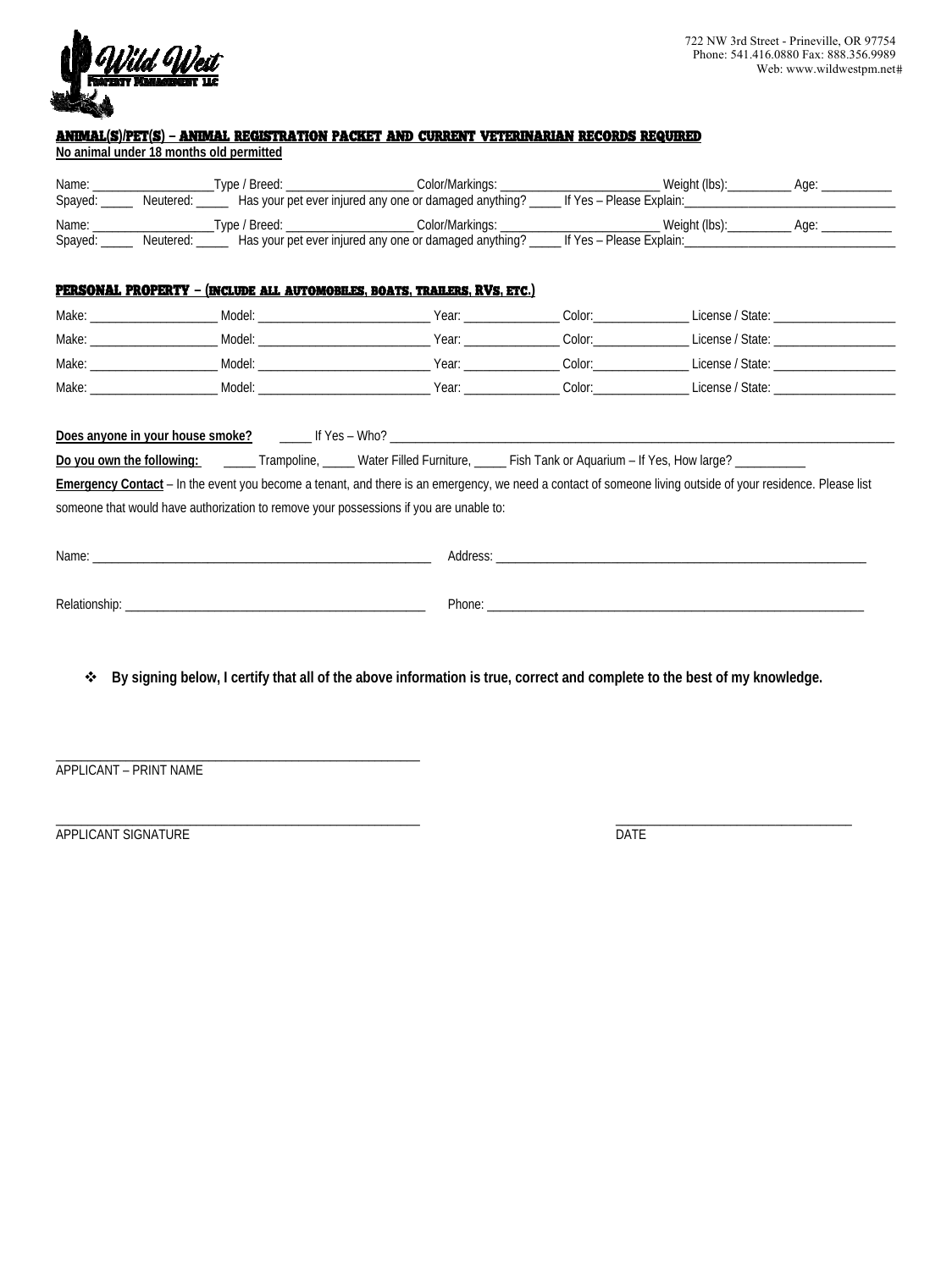Wild West Property Management LLC

722 NW 3rd Street - Prineville, OR 97754
Phone: 541.416.0880 Fax: 888.356.9989
Web: www.wildwestpm.net#

## ANIMAL(S)/PET(S) – ANIMAL REGISTRATION PACKET AND CURRENT VETERINARIAN RECORDS REQUIRED

**No animal under 18 months old permitted**

Name: ___________________Type / Breed: ____________________ Color/Markings: _________________________ Weight (lbs):__________ Age: ___________
Spayed: _____ Neutered: _____ Has your pet ever injured any one or damaged anything? _____ If Yes – Please Explain:_________________________________

Name: ___________________Type / Breed: ____________________ Color/Markings: _________________________ Weight (lbs):__________ Age: ___________
Spayed: _____ Neutered: _____ Has your pet ever injured any one or damaged anything? _____ If Yes – Please Explain:_________________________________

## PERSONAL PROPERTY – (INCLUDE ALL AUTOMOBILES, BOATS, TRAILERS, RVS, ETC.)

Make: ____________________ Model: ___________________________ Year: ______________ Color:______________ License / State: ___________________

Make: ____________________ Model: ___________________________ Year: ______________ Color:______________ License / State: ___________________

Make: ____________________ Model: ___________________________ Year: ______________ Color:______________ License / State: ___________________

Make: ____________________ Model: ___________________________ Year: ______________ Color:______________ License / State: ___________________

**Does anyone in your house smoke?** _____ If Yes – Who? ________________________________________________________________________________

**Do you own the following:** _____ Trampoline, _____ Water Filled Furniture, _____ Fish Tank or Aquarium – If Yes, How large? ___________

**Emergency Contact** – In the event you become a tenant, and there is an emergency, we need a contact of someone living outside of your residence. Please list someone that would have authorization to remove your possessions if you are unable to:

Name: ________________________________________________________ Address: _____________________________________________________________

Relationship: _________________________________________________ Phone: ______________________________________________________________

- **By signing below, I certify that all of the above information is true, correct and complete to the best of my knowledge.**

___________________________________________________________
APPLICANT – PRINT NAME

___________________________________________________________ ____________________________________
APPLICANT SIGNATURE DATE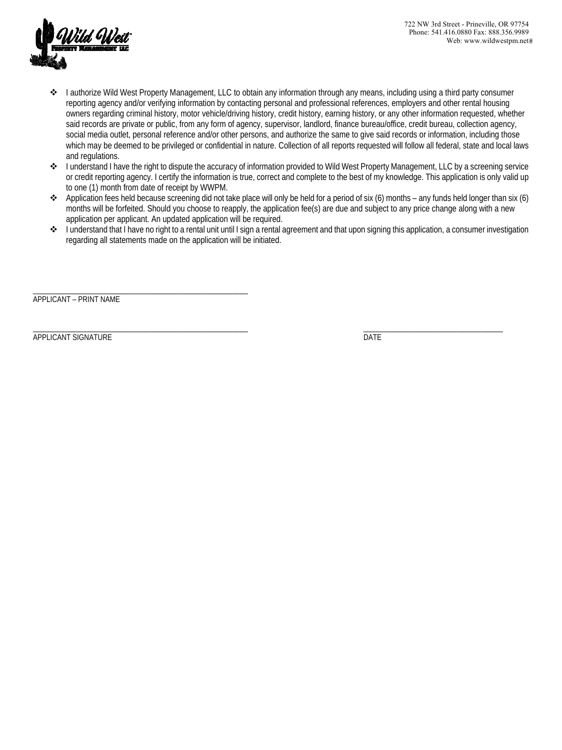722 NW 3rd Street - Prineville, OR 97754
Phone: 541.416.0880 Fax: 888.356.9989
Web: www.wildwestpm.net#

- I authorize Wild West Property Management, LLC to obtain any information through any means, including using a third party consumer reporting agency and/or verifying information by contacting personal and professional references, employers and other rental housing owners regarding criminal history, motor vehicle/driving history, credit history, earning history, or any other information requested, whether said records are private or public, from any form of agency, supervisor, landlord, finance bureau/office, credit bureau, collection agency, social media outlet, personal reference and/or other persons, and authorize the same to give said records or information, including those which may be deemed to be privileged or confidential in nature. Collection of all reports requested will follow all federal, state and local laws and regulations.
- I understand I have the right to dispute the accuracy of information provided to Wild West Property Management, LLC by a screening service or credit reporting agency. I certify the information is true, correct and complete to the best of my knowledge. This application is only valid up to one (1) month from date of receipt by WWPM.
- Application fees held because screening did not take place will only be held for a period of six (6) months – any funds held longer than six (6) months will be forfeited. Should you choose to reapply, the application fee(s) are due and subject to any price change along with a new application per applicant. An updated application will be required.
- I understand that I have no right to a rental unit until I sign a rental agreement and that upon signing this application, a consumer investigation regarding all statements made on the application will be initiated.

_______________________________________________
APPLICANT – PRINT NAME

_______________________________________________ _______________________________
APPLICANT SIGNATURE DATE